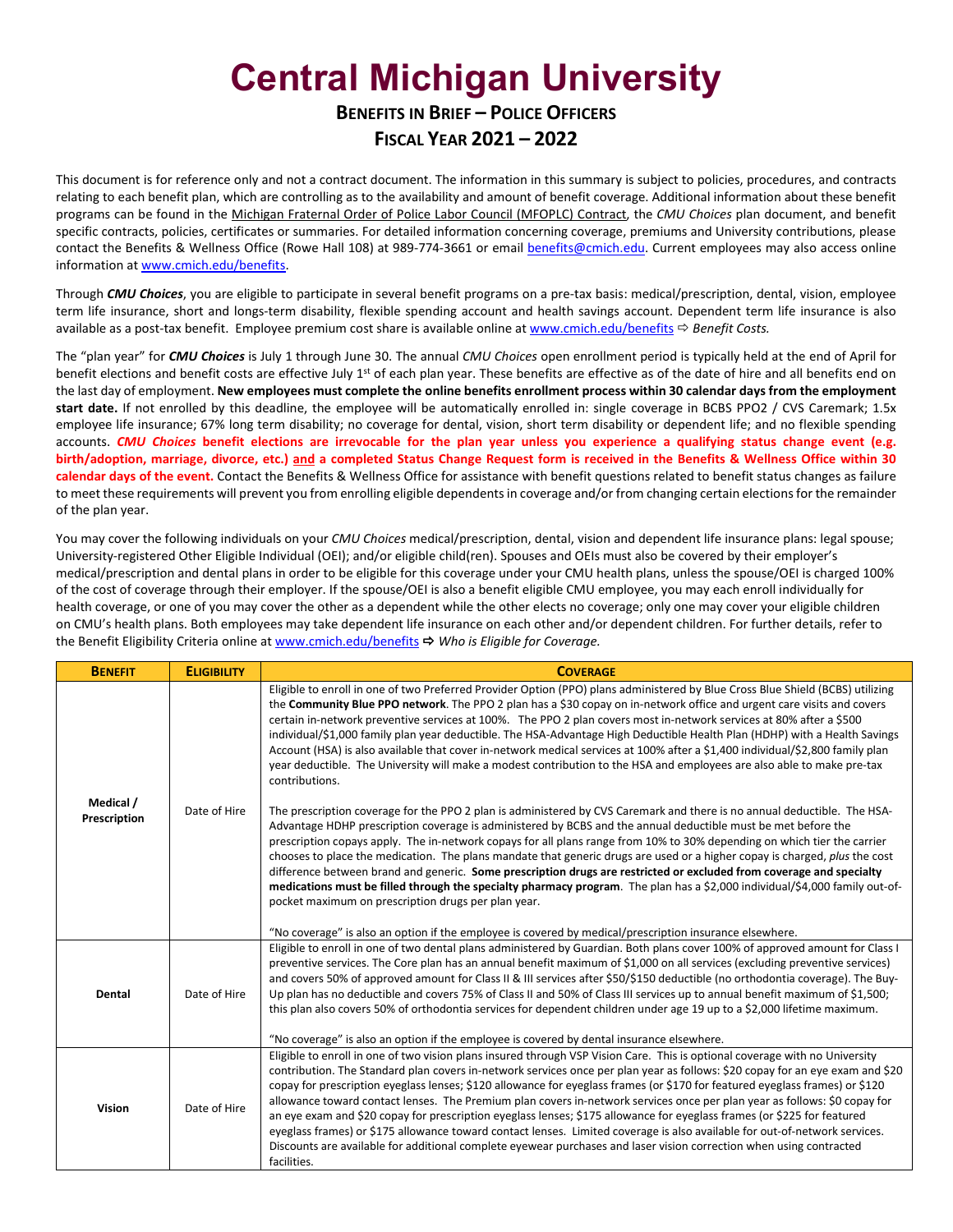# Central Michigan University

## Benefits in Brief – Police Officers

## Fiscal Year 2021 – 2022

This document is for reference only and not a contract document. The information in this summary is subject to policies, procedures, and contracts relating to each benefit plan, which are controlling as to the availability and amount of benefit coverage. Additional information about these benefit programs can be found in the Michigan Fraternal Order of Police Labor Council (MFOPLC) Contract, the *CMU Choices* plan document, and benefit specific contracts, policies, certificates or summaries. For detailed information concerning coverage, premiums and University contributions, please contact the Benefits & Wellness Office (Rowe Hall 108) at 989-774-3661 or email benefits@cmich.edu. Current employees may also access online information at www.cmich.edu/benefits.

Through ***CMU Choices***, you are eligible to participate in several benefit programs on a pre-tax basis: medical/prescription, dental, vision, employee term life insurance, short and longs-term disability, flexible spending account and health savings account. Dependent term life insurance is also available as a post-tax benefit. Employee premium cost share is available online at www.cmich.edu/benefits ⇨ *Benefit Costs.*

The "plan year" for ***CMU Choices*** is July 1 through June 30. The annual *CMU Choices* open enrollment period is typically held at the end of April for benefit elections and benefit costs are effective July 1st of each plan year. These benefits are effective as of the date of hire and all benefits end on the last day of employment. **New employees must complete the online benefits enrollment process within 30 calendar days from the employment start date.** If not enrolled by this deadline, the employee will be automatically enrolled in: single coverage in BCBS PPO2 / CVS Caremark; 1.5x employee life insurance; 67% long term disability; no coverage for dental, vision, short term disability or dependent life; and no flexible spending accounts. ***CMU Choices*** **benefit elections are irrevocable for the plan year unless you experience a qualifying status change event (e.g. birth/adoption, marriage, divorce, etc.) and a completed Status Change Request form is received in the Benefits & Wellness Office within 30 calendar days of the event.** Contact the Benefits & Wellness Office for assistance with benefit questions related to benefit status changes as failure to meet these requirements will prevent you from enrolling eligible dependents in coverage and/or from changing certain elections for the remainder of the plan year.

You may cover the following individuals on your *CMU Choices* medical/prescription, dental, vision and dependent life insurance plans: legal spouse; University-registered Other Eligible Individual (OEI); and/or eligible child(ren). Spouses and OEIs must also be covered by their employer's medical/prescription and dental plans in order to be eligible for this coverage under your CMU health plans, unless the spouse/OEI is charged 100% of the cost of coverage through their employer. If the spouse/OEI is also a benefit eligible CMU employee, you may each enroll individually for health coverage, or one of you may cover the other as a dependent while the other elects no coverage; only one may cover your eligible children on CMU's health plans. Both employees may take dependent life insurance on each other and/or dependent children. For further details, refer to the Benefit Eligibility Criteria online at www.cmich.edu/benefits ⇨ *Who is Eligible for Coverage.*

| Benefit | Eligibility | Coverage |
|---|---|---|
| **Medical / Prescription** | Date of Hire | Eligible to enroll in one of two Preferred Provider Option (PPO) plans administered by Blue Cross Blue Shield (BCBS) utilizing the **Community Blue PPO network**. The PPO 2 plan has a $30 copay on in-network office and urgent care visits and covers certain in-network preventive services at 100%. The PPO 2 plan covers most in-network services at 80% after a $500 individual/$1,000 family plan year deductible. The HSA-Advantage High Deductible Health Plan (HDHP) with a Health Savings Account (HSA) is also available that cover in-network medical services at 100% after a $1,400 individual/$2,800 family plan year deductible. The University will make a modest contribution to the HSA and employees are also able to make pre-tax contributions.<br><br>The prescription coverage for the PPO 2 plan is administered by CVS Caremark and there is no annual deductible. The HSA-Advantage HDHP prescription coverage is administered by BCBS and the annual deductible must be met before the prescription copays apply. The in-network copays for all plans range from 10% to 30% depending on which tier the carrier chooses to place the medication. The plans mandate that generic drugs are used or a higher copay is charged, *plus* the cost difference between brand and generic. **Some prescription drugs are restricted or excluded from coverage and specialty medications must be filled through the specialty pharmacy program**. The plan has a $2,000 individual/$4,000 family out-of-pocket maximum on prescription drugs per plan year.<br><br>"No coverage" is also an option if the employee is covered by medical/prescription insurance elsewhere. |
| **Dental** | Date of Hire | Eligible to enroll in one of two dental plans administered by Guardian. Both plans cover 100% of approved amount for Class I preventive services. The Core plan has an annual benefit maximum of $1,000 on all services (excluding preventive services) and covers 50% of approved amount for Class II & III services after $50/$150 deductible (no orthodontia coverage). The Buy-Up plan has no deductible and covers 75% of Class II and 50% of Class III services up to annual benefit maximum of $1,500; this plan also covers 50% of orthodontia services for dependent children under age 19 up to a $2,000 lifetime maximum.<br><br>"No coverage" is also an option if the employee is covered by dental insurance elsewhere. |
| **Vision** | Date of Hire | Eligible to enroll in one of two vision plans insured through VSP Vision Care. This is optional coverage with no University contribution. The Standard plan covers in-network services once per plan year as follows: $20 copay for an eye exam and $20 copay for prescription eyeglass lenses; $120 allowance for eyeglass frames (or $170 for featured eyeglass frames) or $120 allowance toward contact lenses. The Premium plan covers in-network services once per plan year as follows: $0 copay for an eye exam and $20 copay for prescription eyeglass lenses; $175 allowance for eyeglass frames (or $225 for featured eyeglass frames) or $175 allowance toward contact lenses. Limited coverage is also available for out-of-network services. Discounts are available for additional complete eyewear purchases and laser vision correction when using contracted facilities. |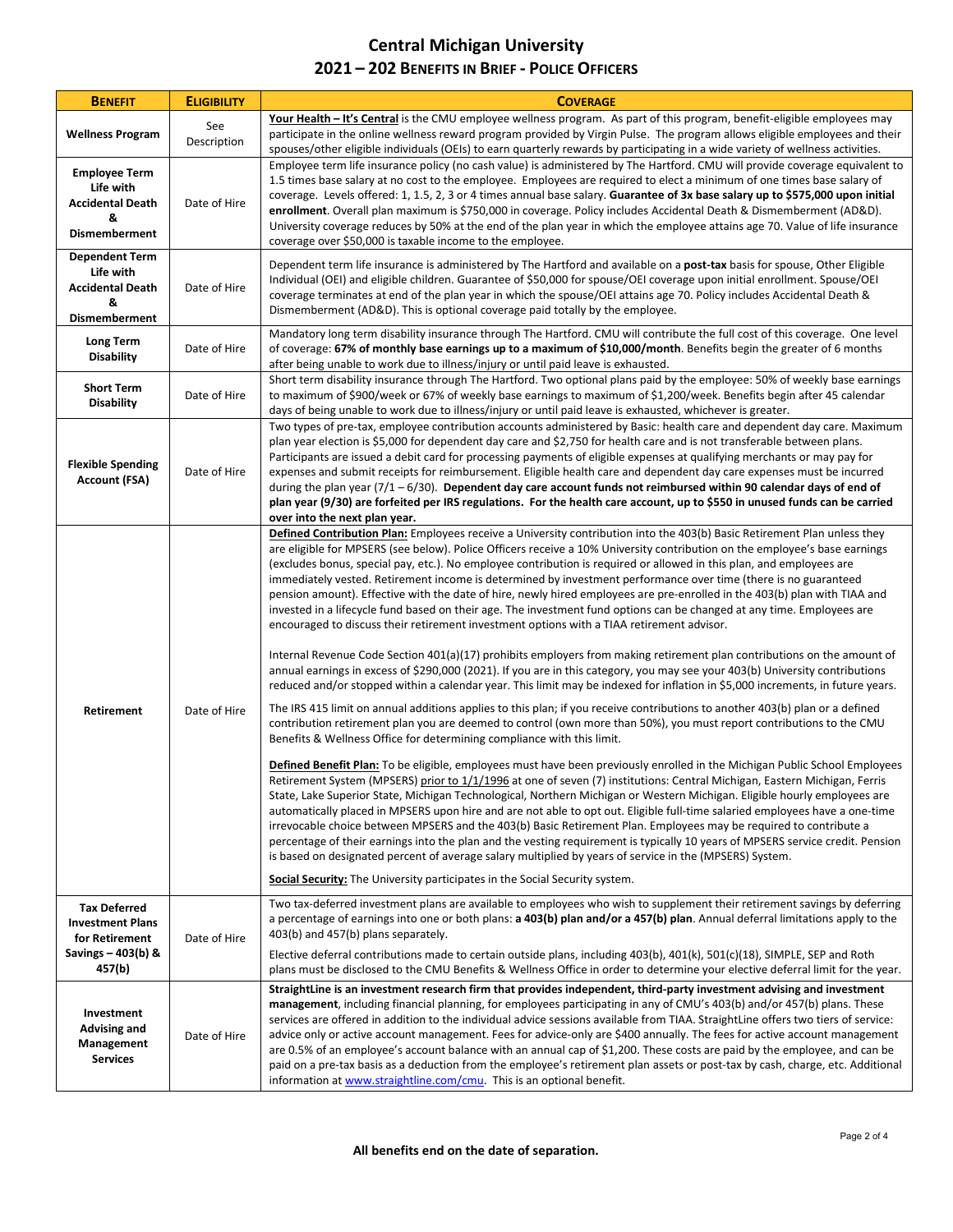# Central Michigan University

## 2021 – 202 Benefits in Brief - Police Officers

| **Benefit** | **Eligibility** | **Coverage** |
|---|---|---|
| **Wellness Program** | See Description | **Your Health – It's Central** is the CMU employee wellness program. As part of this program, benefit-eligible employees may participate in the online wellness reward program provided by Virgin Pulse. The program allows eligible employees and their spouses/other eligible individuals (OEIs) to earn quarterly rewards by participating in a wide variety of wellness activities. |
| **Employee Term Life with Accidental Death & Dismemberment** | Date of Hire | Employee term life insurance policy (no cash value) is administered by The Hartford. CMU will provide coverage equivalent to 1.5 times base salary at no cost to the employee. Employees are required to elect a minimum of one times base salary of coverage. Levels offered: 1, 1.5, 2, 3 or 4 times annual base salary. **Guarantee of 3x base salary up to $575,000 upon initial enrollment**. Overall plan maximum is $750,000 in coverage. Policy includes Accidental Death & Dismemberment (AD&D). University coverage reduces by 50% at the end of the plan year in which the employee attains age 70. Value of life insurance coverage over $50,000 is taxable income to the employee. |
| **Dependent Term Life with Accidental Death & Dismemberment** | Date of Hire | Dependent term life insurance is administered by The Hartford and available on a **post-tax** basis for spouse, Other Eligible Individual (OEI) and eligible children. Guarantee of $50,000 for spouse/OEI coverage upon initial enrollment. Spouse/OEI coverage terminates at end of the plan year in which the spouse/OEI attains age 70. Policy includes Accidental Death & Dismemberment (AD&D). This is optional coverage paid totally by the employee. |
| **Long Term Disability** | Date of Hire | Mandatory long term disability insurance through The Hartford. CMU will contribute the full cost of this coverage. One level of coverage: **67% of monthly base earnings up to a maximum of $10,000/month**. Benefits begin the greater of 6 months after being unable to work due to illness/injury or until paid leave is exhausted. |
| **Short Term Disability** | Date of Hire | Short term disability insurance through The Hartford. Two optional plans paid by the employee: 50% of weekly base earnings to maximum of $900/week or 67% of weekly base earnings to maximum of $1,200/week. Benefits begin after 45 calendar days of being unable to work due to illness/injury or until paid leave is exhausted, whichever is greater. |
| **Flexible Spending Account (FSA)** | Date of Hire | Two types of pre-tax, employee contribution accounts administered by Basic: health care and dependent day care. Maximum plan year election is $5,000 for dependent day care and $2,750 for health care and is not transferable between plans. Participants are issued a debit card for processing payments of eligible expenses at qualifying merchants or may pay for expenses and submit receipts for reimbursement. Eligible health care and dependent day care expenses must be incurred during the plan year (7/1 – 6/30). **Dependent day care account funds not reimbursed within 90 calendar days of end of plan year (9/30) are forfeited per IRS regulations. For the health care account, up to $550 in unused funds can be carried over into the next plan year.** |
| **Retirement** | Date of Hire | **Defined Contribution Plan:** Employees receive a University contribution into the 403(b) Basic Retirement Plan unless they are eligible for MPSERS (see below). Police Officers receive a 10% University contribution on the employee's base earnings (excludes bonus, special pay, etc.). No employee contribution is required or allowed in this plan, and employees are immediately vested. Retirement income is determined by investment performance over time (there is no guaranteed pension amount). Effective with the date of hire, newly hired employees are pre-enrolled in the 403(b) plan with TIAA and invested in a lifecycle fund based on their age. The investment fund options can be changed at any time. Employees are encouraged to discuss their retirement investment options with a TIAA retirement advisor.<br><br>Internal Revenue Code Section 401(a)(17) prohibits employers from making retirement plan contributions on the amount of annual earnings in excess of $290,000 (2021). If you are in this category, you may see your 403(b) University contributions reduced and/or stopped within a calendar year. This limit may be indexed for inflation in $5,000 increments, in future years.<br><br>The IRS 415 limit on annual additions applies to this plan; if you receive contributions to another 403(b) plan or a defined contribution retirement plan you are deemed to control (own more than 50%), you must report contributions to the CMU Benefits & Wellness Office for determining compliance with this limit.<br><br>**Defined Benefit Plan:** To be eligible, employees must have been previously enrolled in the Michigan Public School Employees Retirement System (MPSERS) prior to 1/1/1996 at one of seven (7) institutions: Central Michigan, Eastern Michigan, Ferris State, Lake Superior State, Michigan Technological, Northern Michigan or Western Michigan. Eligible hourly employees are automatically placed in MPSERS upon hire and are not able to opt out. Eligible full-time salaried employees have a one-time irrevocable choice between MPSERS and the 403(b) Basic Retirement Plan. Employees may be required to contribute a percentage of their earnings into the plan and the vesting requirement is typically 10 years of MPSERS service credit. Pension is based on designated percent of average salary multiplied by years of service in the (MPSERS) System.<br><br>**Social Security:** The University participates in the Social Security system. |
| **Tax Deferred Investment Plans for Retirement Savings – 403(b) & 457(b)** | Date of Hire | Two tax-deferred investment plans are available to employees who wish to supplement their retirement savings by deferring a percentage of earnings into one or both plans: **a 403(b) plan and/or a 457(b) plan**. Annual deferral limitations apply to the 403(b) and 457(b) plans separately.<br><br>Elective deferral contributions made to certain outside plans, including 403(b), 401(k), 501(c)(18), SIMPLE, SEP and Roth plans must be disclosed to the CMU Benefits & Wellness Office in order to determine your elective deferral limit for the year. |
| **Investment Advising and Management Services** | Date of Hire | **StraightLine is an investment research firm that provides independent, third-party investment advising and investment management**, including financial planning, for employees participating in any of CMU's 403(b) and/or 457(b) plans. These services are offered in addition to the individual advice sessions available from TIAA. StraightLine offers two tiers of service: advice only or active account management. Fees for advice-only are $400 annually. The fees for active account management are 0.5% of an employee's account balance with an annual cap of $1,200. These costs are paid by the employee, and can be paid on a pre-tax basis as a deduction from the employee's retirement plan assets or post-tax by cash, charge, etc. Additional information at www.straightline.com/cmu. This is an optional benefit. |

**All benefits end on the date of separation.**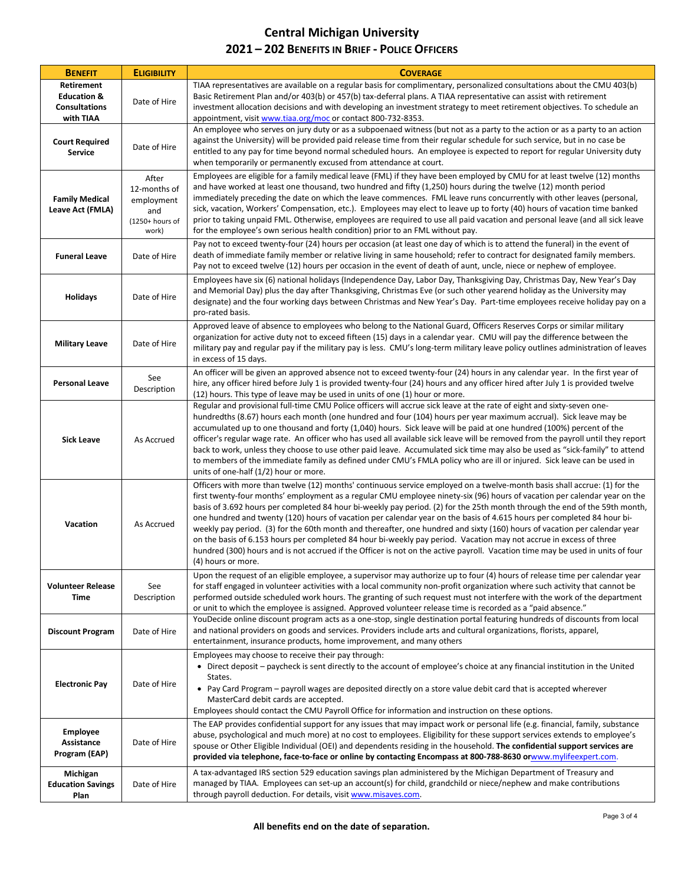# Central Michigan University

## 2021 – 202 Benefits in Brief - Police Officers

| BENEFIT | ELIGIBILITY | COVERAGE |
|---|---|---|
| **Retirement Education & Consultations with TIAA** | Date of Hire | TIAA representatives are available on a regular basis for complimentary, personalized consultations about the CMU 403(b) Basic Retirement Plan and/or 403(b) or 457(b) tax-deferral plans. A TIAA representative can assist with retirement investment allocation decisions and with developing an investment strategy to meet retirement objectives. To schedule an appointment, visit www.tiaa.org/moc or contact 800-732-8353. |
| **Court Required Service** | Date of Hire | An employee who serves on jury duty or as a subpoenaed witness (but not as a party to the action or as a party to an action against the University) will be provided paid release time from their regular schedule for such service, but in no case be entitled to any pay for time beyond normal scheduled hours. An employee is expected to report for regular University duty when temporarily or permanently excused from attendance at court. |
| **Family Medical Leave Act (FMLA)** | After 12-months of employment and (1250+ hours of work) | Employees are eligible for a family medical leave (FML) if they have been employed by CMU for at least twelve (12) months and have worked at least one thousand, two hundred and fifty (1,250) hours during the twelve (12) month period immediately preceding the date on which the leave commences. FML leave runs concurrently with other leaves (personal, sick, vacation, Workers' Compensation, etc.). Employees may elect to leave up to forty (40) hours of vacation time banked prior to taking unpaid FML. Otherwise, employees are required to use all paid vacation and personal leave (and all sick leave for the employee's own serious health condition) prior to an FML without pay. |
| **Funeral Leave** | Date of Hire | Pay not to exceed twenty-four (24) hours per occasion (at least one day of which is to attend the funeral) in the event of death of immediate family member or relative living in same household; refer to contract for designated family members. Pay not to exceed twelve (12) hours per occasion in the event of death of aunt, uncle, niece or nephew of employee. |
| **Holidays** | Date of Hire | Employees have six (6) national holidays (Independence Day, Labor Day, Thanksgiving Day, Christmas Day, New Year's Day and Memorial Day) plus the day after Thanksgiving, Christmas Eve (or such other yearend holiday as the University may designate) and the four working days between Christmas and New Year's Day. Part-time employees receive holiday pay on a pro-rated basis. |
| **Military Leave** | Date of Hire | Approved leave of absence to employees who belong to the National Guard, Officers Reserves Corps or similar military organization for active duty not to exceed fifteen (15) days in a calendar year. CMU will pay the difference between the military pay and regular pay if the military pay is less. CMU's long-term military leave policy outlines administration of leaves in excess of 15 days. |
| **Personal Leave** | See Description | An officer will be given an approved absence not to exceed twenty-four (24) hours in any calendar year. In the first year of hire, any officer hired before July 1 is provided twenty-four (24) hours and any officer hired after July 1 is provided twelve (12) hours. This type of leave may be used in units of one (1) hour or more. |
| **Sick Leave** | As Accrued | Regular and provisional full-time CMU Police officers will accrue sick leave at the rate of eight and sixty-seven one-hundredths (8.67) hours each month (one hundred and four (104) hours per year maximum accrual). Sick leave may be accumulated up to one thousand and forty (1,040) hours. Sick leave will be paid at one hundred (100%) percent of the officer's regular wage rate. An officer who has used all available sick leave will be removed from the payroll until they report back to work, unless they choose to use other paid leave. Accumulated sick time may also be used as "sick-family" to attend to members of the immediate family as defined under CMU's FMLA policy who are ill or injured. Sick leave can be used in units of one-half (1/2) hour or more. |
| **Vacation** | As Accrued | Officers with more than twelve (12) months' continuous service employed on a twelve-month basis shall accrue: (1) for the first twenty-four months' employment as a regular CMU employee ninety-six (96) hours of vacation per calendar year on the basis of 3.692 hours per completed 84 hour bi-weekly pay period. (2) for the 25th month through the end of the 59th month, one hundred and twenty (120) hours of vacation per calendar year on the basis of 4.615 hours per completed 84 hour bi-weekly pay period. (3) for the 60th month and thereafter, one hundred and sixty (160) hours of vacation per calendar year on the basis of 6.153 hours per completed 84 hour bi-weekly pay period. Vacation may not accrue in excess of three hundred (300) hours and is not accrued if the Officer is not on the active payroll. Vacation time may be used in units of four (4) hours or more. |
| **Volunteer Release Time** | See Description | Upon the request of an eligible employee, a supervisor may authorize up to four (4) hours of release time per calendar year for staff engaged in volunteer activities with a local community non-profit organization where such activity that cannot be performed outside scheduled work hours. The granting of such request must not interfere with the work of the department or unit to which the employee is assigned. Approved volunteer release time is recorded as a "paid absence." |
| **Discount Program** | Date of Hire | YouDecide online discount program acts as a one-stop, single destination portal featuring hundreds of discounts from local and national providers on goods and services. Providers include arts and cultural organizations, florists, apparel, entertainment, insurance products, home improvement, and many others |
| **Electronic Pay** | Date of Hire | Employees may choose to receive their pay through:<br>• Direct deposit – paycheck is sent directly to the account of employee's choice at any financial institution in the United States.<br>• Pay Card Program – payroll wages are deposited directly on a store value debit card that is accepted wherever MasterCard debit cards are accepted.<br>Employees should contact the CMU Payroll Office for information and instruction on these options. |
| **Employee Assistance Program (EAP)** | Date of Hire | The EAP provides confidential support for any issues that may impact work or personal life (e.g. financial, family, substance abuse, psychological and much more) at no cost to employees. Eligibility for these support services extends to employee's spouse or Other Eligible Individual (OEI) and dependents residing in the household. **The confidential support services are provided via telephone, face-to-face or online by contacting Encompass at 800-788-8630 or**www.mylifeexpert.com. |
| **Michigan Education Savings Plan** | Date of Hire | A tax-advantaged IRS section 529 education savings plan administered by the Michigan Department of Treasury and managed by TIAA. Employees can set-up an account(s) for child, grandchild or niece/nephew and make contributions through payroll deduction. For details, visit www.misaves.com. |

**All benefits end on the date of separation.**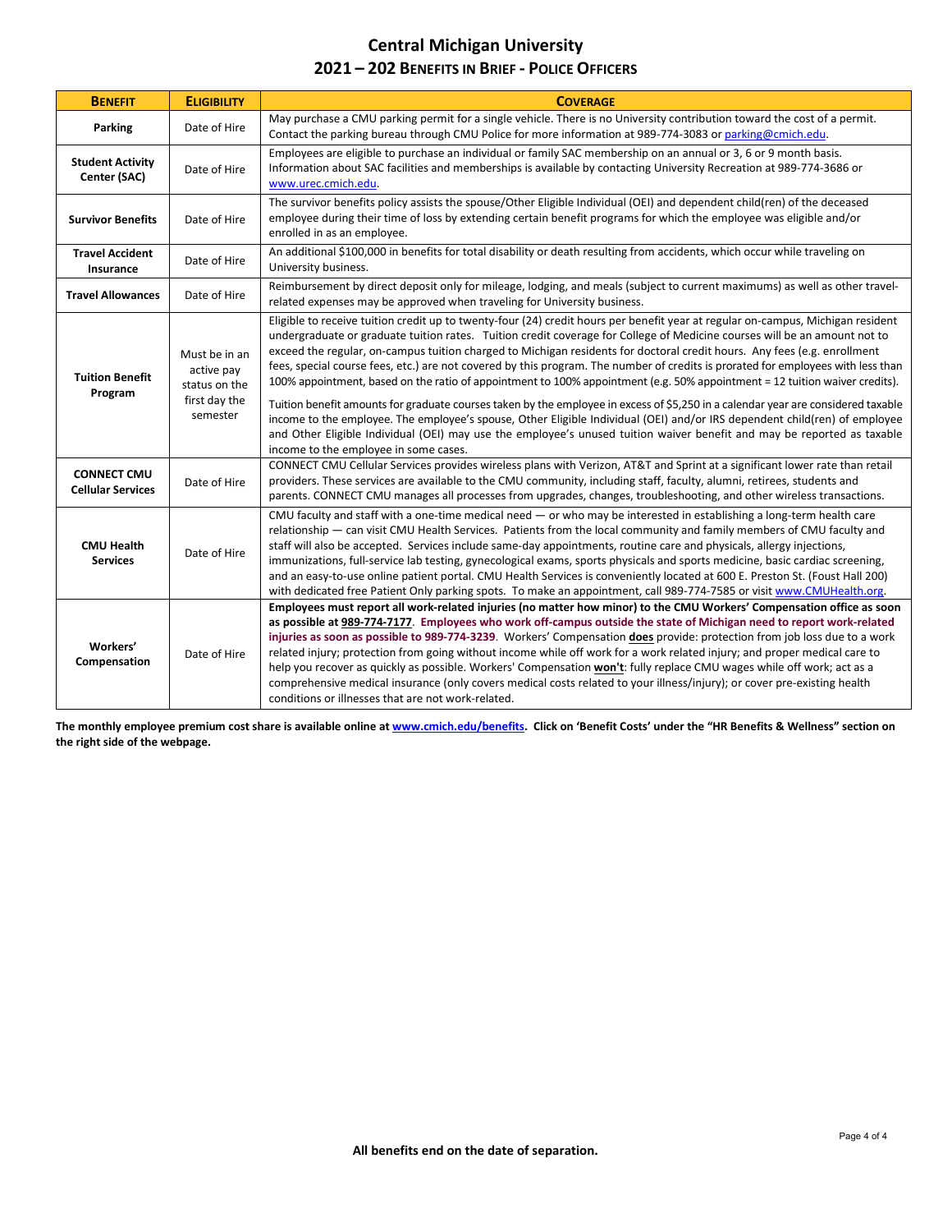# Central Michigan University

## 2021 – 202 Benefits in Brief - Police Officers

| **Benefit** | **Eligibility** | **Coverage** |
|---|---|---|
| **Parking** | Date of Hire | May purchase a CMU parking permit for a single vehicle. There is no University contribution toward the cost of a permit. Contact the parking bureau through CMU Police for more information at 989-774-3083 or parking@cmich.edu. |
| **Student Activity Center (SAC)** | Date of Hire | Employees are eligible to purchase an individual or family SAC membership on an annual or 3, 6 or 9 month basis. Information about SAC facilities and memberships is available by contacting University Recreation at 989-774-3686 or www.urec.cmich.edu. |
| **Survivor Benefits** | Date of Hire | The survivor benefits policy assists the spouse/Other Eligible Individual (OEI) and dependent child(ren) of the deceased employee during their time of loss by extending certain benefit programs for which the employee was eligible and/or enrolled in as an employee. |
| **Travel Accident Insurance** | Date of Hire | An additional $100,000 in benefits for total disability or death resulting from accidents, which occur while traveling on University business. |
| **Travel Allowances** | Date of Hire | Reimbursement by direct deposit only for mileage, lodging, and meals (subject to current maximums) as well as other travel-related expenses may be approved when traveling for University business. |
| **Tuition Benefit Program** | Must be in an active pay status on the first day the semester | Eligible to receive tuition credit up to twenty-four (24) credit hours per benefit year at regular on-campus, Michigan resident undergraduate or graduate tuition rates. Tuition credit coverage for College of Medicine courses will be an amount not to exceed the regular, on-campus tuition charged to Michigan residents for doctoral credit hours. Any fees (e.g. enrollment fees, special course fees, etc.) are not covered by this program. The number of credits is prorated for employees with less than 100% appointment, based on the ratio of appointment to 100% appointment (e.g. 50% appointment = 12 tuition waiver credits).<br><br>Tuition benefit amounts for graduate courses taken by the employee in excess of $5,250 in a calendar year are considered taxable income to the employee. The employee's spouse, Other Eligible Individual (OEI) and/or IRS dependent child(ren) of employee and Other Eligible Individual (OEI) may use the employee's unused tuition waiver benefit and may be reported as taxable income to the employee in some cases. |
| **CONNECT CMU Cellular Services** | Date of Hire | CONNECT CMU Cellular Services provides wireless plans with Verizon, AT&T and Sprint at a significant lower rate than retail providers. These services are available to the CMU community, including staff, faculty, alumni, retirees, students and parents. CONNECT CMU manages all processes from upgrades, changes, troubleshooting, and other wireless transactions. |
| **CMU Health Services** | Date of Hire | CMU faculty and staff with a one-time medical need — or who may be interested in establishing a long-term health care relationship — can visit CMU Health Services. Patients from the local community and family members of CMU faculty and staff will also be accepted. Services include same-day appointments, routine care and physicals, allergy injections, immunizations, full-service lab testing, gynecological exams, sports physicals and sports medicine, basic cardiac screening, and an easy-to-use online patient portal. CMU Health Services is conveniently located at 600 E. Preston St. (Foust Hall 200) with dedicated free Patient Only parking spots. To make an appointment, call 989-774-7585 or visit www.CMUHealth.org. |
| **Workers' Compensation** | Date of Hire | **Employees must report all work-related injuries (no matter how minor) to the CMU Workers' Compensation office as soon as possible at 989-774-7177. Employees who work off-campus outside the state of Michigan need to report work-related injuries as soon as possible to 989-774-3239.** Workers' Compensation **does** provide: protection from job loss due to a work related injury; protection from going without income while off work for a work related injury; and proper medical care to help you recover as quickly as possible. Workers' Compensation **won't**: fully replace CMU wages while off work; act as a comprehensive medical insurance (only covers medical costs related to your illness/injury); or cover pre-existing health conditions or illnesses that are not work-related. |

**The monthly employee premium cost share is available online at www.cmich.edu/benefits. Click on 'Benefit Costs' under the "HR Benefits & Wellness" section on the right side of the webpage.**

**All benefits end on the date of separation.**